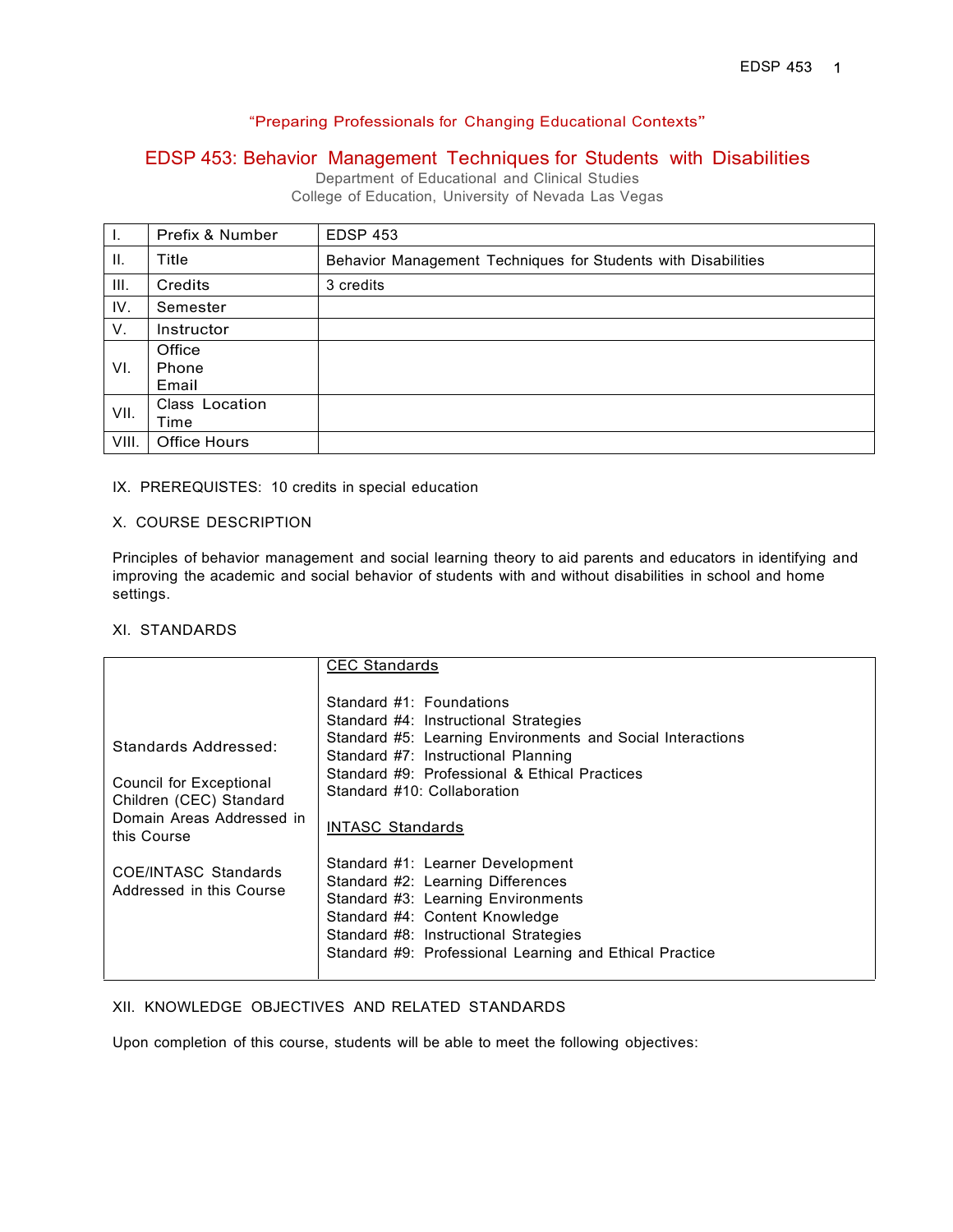"Preparing Professionals for Changing Educational Contexts"

# EDSP 453: Behavior Management Techniques for Students with Disabilities

Department of Educational and Clinical Studies
College of Education, University of Nevada Las Vegas

| | | |
|---|---|---|
| I. | Prefix & Number | EDSP 453 |
| II. | Title | Behavior Management Techniques for Students with Disabilities |
| III. | Credits | 3 credits |
| IV. | Semester | |
| V. | Instructor | |
| VI. | Office<br>Phone<br>Email | |
| VII. | Class Location<br>Time | |
| VIII. | Office Hours | |

IX. PREREQUISTES: 10 credits in special education

X. COURSE DESCRIPTION

Principles of behavior management and social learning theory to aid parents and educators in identifying and improving the academic and social behavior of students with and without disabilities in school and home settings.

XI. STANDARDS

| | |
|---|---|
| Standards Addressed:<br><br>Council for Exceptional Children (CEC) Standard Domain Areas Addressed in this Course<br><br>COE/INTASC Standards Addressed in this Course | <u>CEC Standards</u><br><br>Standard #1: Foundations<br>Standard #4: Instructional Strategies<br>Standard #5: Learning Environments and Social Interactions<br>Standard #7: Instructional Planning<br>Standard #9: Professional & Ethical Practices<br>Standard #10: Collaboration<br><br><u>INTASC Standards</u><br><br>Standard #1: Learner Development<br>Standard #2: Learning Differences<br>Standard #3: Learning Environments<br>Standard #4: Content Knowledge<br>Standard #8: Instructional Strategies<br>Standard #9: Professional Learning and Ethical Practice |

XII. KNOWLEDGE OBJECTIVES AND RELATED STANDARDS

Upon completion of this course, students will be able to meet the following objectives: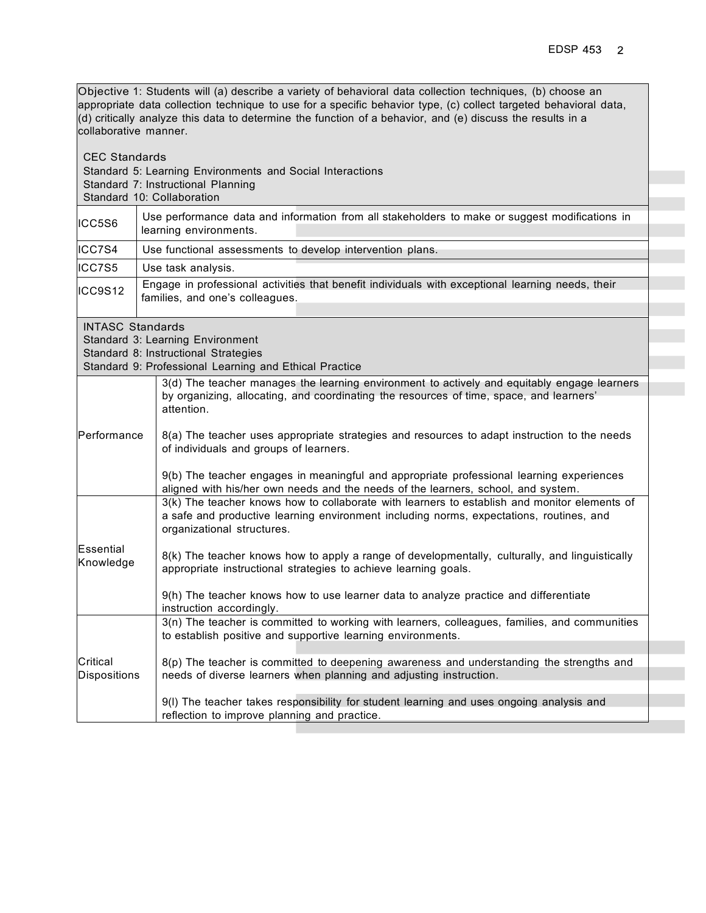Objective 1: Students will (a) describe a variety of behavioral data collection techniques, (b) choose an appropriate data collection technique to use for a specific behavior type, (c) collect targeted behavioral data, (d) critically analyze this data to determine the function of a behavior, and (e) discuss the results in a collaborative manner.

**CEC Standards**
Standard 5: Learning Environments and Social Interactions
Standard 7: Instructional Planning
Standard 10: Collaboration

| | |
|---|---|
| ICC5S6 | Use performance data and information from all stakeholders to make or suggest modifications in learning environments. |
| ICC7S4 | Use functional assessments to develop intervention plans. |
| ICC7S5 | Use task analysis. |
| ICC9S12 | Engage in professional activities that benefit individuals with exceptional learning needs, their families, and one's colleagues. |

**INTASC Standards**
Standard 3: Learning Environment
Standard 8: Instructional Strategies
Standard 9: Professional Learning and Ethical Practice

| | |
|---|---|
| Performance | 3(d) The teacher manages the learning environment to actively and equitably engage learners by organizing, allocating, and coordinating the resources of time, space, and learners' attention.<br><br>8(a) The teacher uses appropriate strategies and resources to adapt instruction to the needs of individuals and groups of learners.<br><br>9(b) The teacher engages in meaningful and appropriate professional learning experiences aligned with his/her own needs and the needs of the learners, school, and system. |
| Essential Knowledge | 3(k) The teacher knows how to collaborate with learners to establish and monitor elements of a safe and productive learning environment including norms, expectations, routines, and organizational structures.<br><br>8(k) The teacher knows how to apply a range of developmentally, culturally, and linguistically appropriate instructional strategies to achieve learning goals.<br><br>9(h) The teacher knows how to use learner data to analyze practice and differentiate instruction accordingly. |
| Critical Dispositions | 3(n) The teacher is committed to working with learners, colleagues, families, and communities to establish positive and supportive learning environments.<br><br>8(p) The teacher is committed to deepening awareness and understanding the strengths and needs of diverse learners when planning and adjusting instruction.<br><br>9(l) The teacher takes responsibility for student learning and uses ongoing analysis and reflection to improve planning and practice. |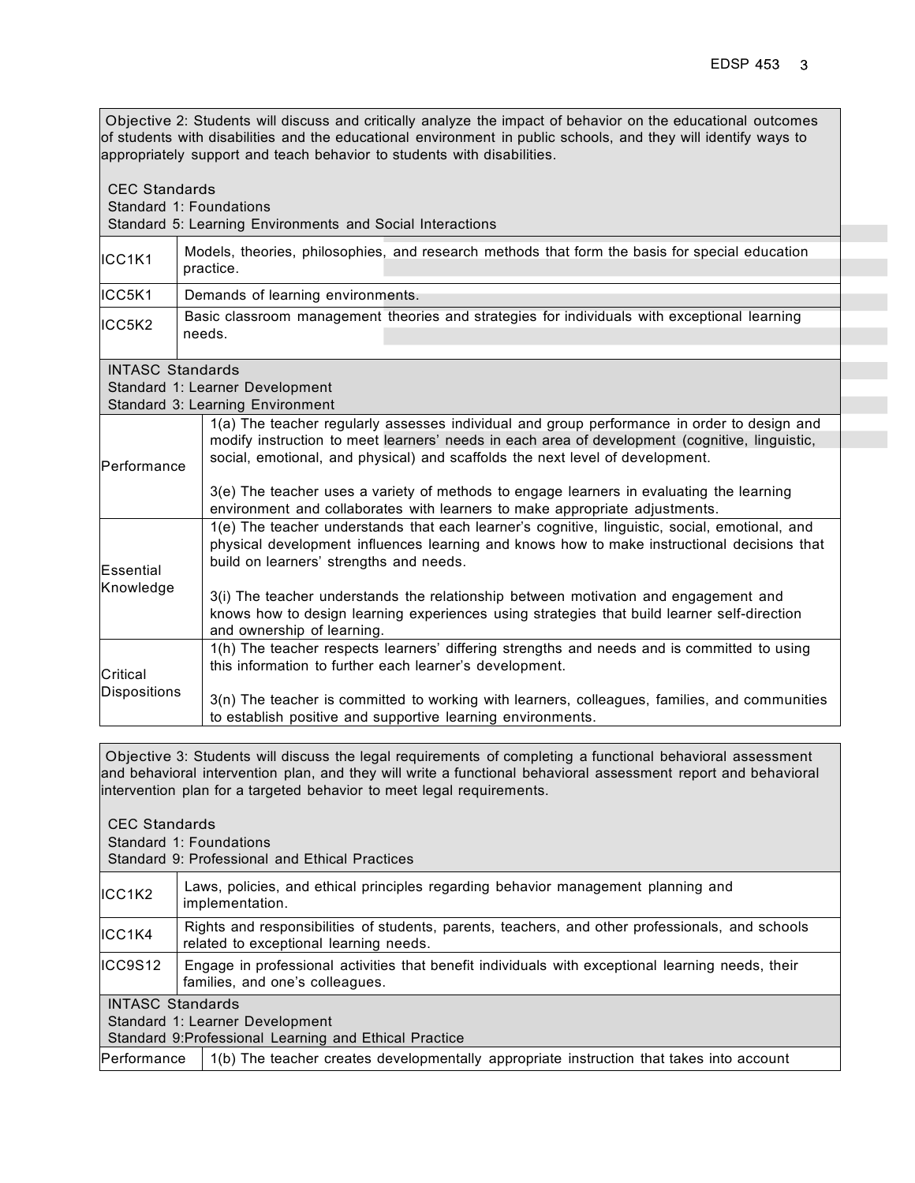Objective 2: Students will discuss and critically analyze the impact of behavior on the educational outcomes of students with disabilities and the educational environment in public schools, and they will identify ways to appropriately support and teach behavior to students with disabilities.

CEC Standards
Standard 1: Foundations
Standard 5: Learning Environments and Social Interactions

| | |
|---|---|
| ICC1K1 | Models, theories, philosophies, and research methods that form the basis for special education practice. |
| ICC5K1 | Demands of learning environments. |
| ICC5K2 | Basic classroom management theories and strategies for individuals with exceptional learning needs. |

INTASC Standards
Standard 1: Learner Development
Standard 3: Learning Environment

| | |
|---|---|
| Performance | 1(a) The teacher regularly assesses individual and group performance in order to design and modify instruction to meet learners' needs in each area of development (cognitive, linguistic, social, emotional, and physical) and scaffolds the next level of development.<br><br>3(e) The teacher uses a variety of methods to engage learners in evaluating the learning environment and collaborates with learners to make appropriate adjustments. |
| Essential Knowledge | 1(e) The teacher understands that each learner's cognitive, linguistic, social, emotional, and physical development influences learning and knows how to make instructional decisions that build on learners' strengths and needs.<br><br>3(i) The teacher understands the relationship between motivation and engagement and knows how to design learning experiences using strategies that build learner self-direction and ownership of learning. |
| Critical Dispositions | 1(h) The teacher respects learners' differing strengths and needs and is committed to using this information to further each learner's development.<br><br>3(n) The teacher is committed to working with learners, colleagues, families, and communities to establish positive and supportive learning environments. |

Objective 3: Students will discuss the legal requirements of completing a functional behavioral assessment and behavioral intervention plan, and they will write a functional behavioral assessment report and behavioral intervention plan for a targeted behavior to meet legal requirements.

CEC Standards
Standard 1: Foundations
Standard 9: Professional and Ethical Practices

| | |
|---|---|
| ICC1K2 | Laws, policies, and ethical principles regarding behavior management planning and implementation. |
| ICC1K4 | Rights and responsibilities of students, parents, teachers, and other professionals, and schools related to exceptional learning needs. |
| ICC9S12 | Engage in professional activities that benefit individuals with exceptional learning needs, their families, and one's colleagues. |

INTASC Standards
Standard 1: Learner Development
Standard 9:Professional Learning and Ethical Practice

| | |
|---|---|
| Performance | 1(b) The teacher creates developmentally appropriate instruction that takes into account |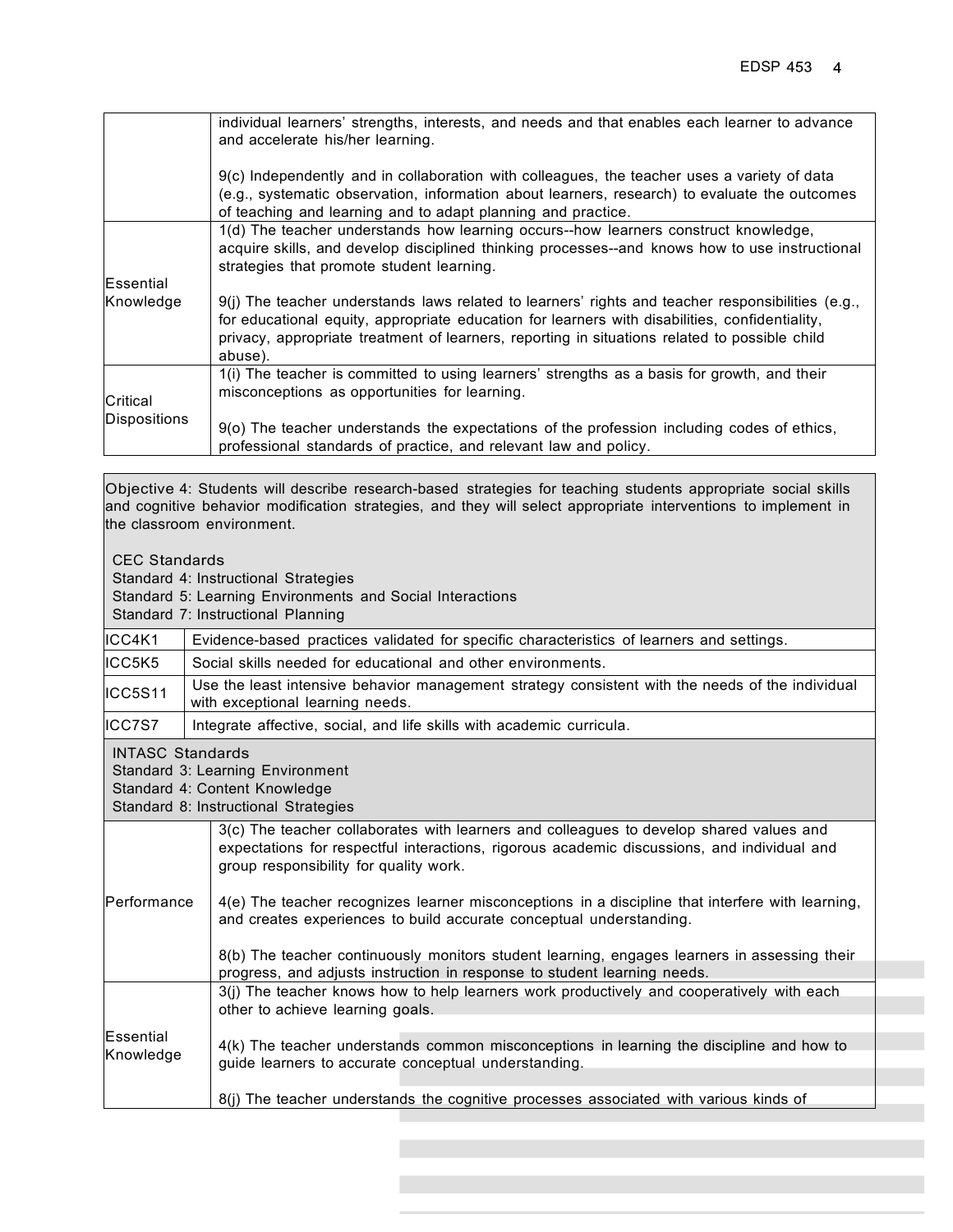| | |
|---|---|
| | individual learners' strengths, interests, and needs and that enables each learner to advance and accelerate his/her learning.<br><br>9(c) Independently and in collaboration with colleagues, the teacher uses a variety of data (e.g., systematic observation, information about learners, research) to evaluate the outcomes of teaching and learning and to adapt planning and practice. |
| Essential Knowledge | 1(d) The teacher understands how learning occurs--how learners construct knowledge, acquire skills, and develop disciplined thinking processes--and knows how to use instructional strategies that promote student learning.<br><br>9(j) The teacher understands laws related to learners' rights and teacher responsibilities (e.g., for educational equity, appropriate education for learners with disabilities, confidentiality, privacy, appropriate treatment of learners, reporting in situations related to possible child abuse). |
| Critical Dispositions | 1(i) The teacher is committed to using learners' strengths as a basis for growth, and their misconceptions as opportunities for learning.<br><br>9(o) The teacher understands the expectations of the profession including codes of ethics, professional standards of practice, and relevant law and policy. |

Objective 4: Students will describe research-based strategies for teaching students appropriate social skills and cognitive behavior modification strategies, and they will select appropriate interventions to implement in the classroom environment.

CEC Standards
Standard 4: Instructional Strategies
Standard 5: Learning Environments and Social Interactions
Standard 7: Instructional Planning

| | |
|---|---|
| ICC4K1 | Evidence-based practices validated for specific characteristics of learners and settings. |
| ICC5K5 | Social skills needed for educational and other environments. |
| ICC5S11 | Use the least intensive behavior management strategy consistent with the needs of the individual with exceptional learning needs. |
| ICC7S7 | Integrate affective, social, and life skills with academic curricula. |

INTASC Standards
Standard 3: Learning Environment
Standard 4: Content Knowledge
Standard 8: Instructional Strategies

| | |
|---|---|
| Performance | 3(c) The teacher collaborates with learners and colleagues to develop shared values and expectations for respectful interactions, rigorous academic discussions, and individual and group responsibility for quality work.<br><br>4(e) The teacher recognizes learner misconceptions in a discipline that interfere with learning, and creates experiences to build accurate conceptual understanding.<br><br>8(b) The teacher continuously monitors student learning, engages learners in assessing their progress, and adjusts instruction in response to student learning needs. |
| Essential Knowledge | 3(j) The teacher knows how to help learners work productively and cooperatively with each other to achieve learning goals.<br><br>4(k) The teacher understands common misconceptions in learning the discipline and how to guide learners to accurate conceptual understanding.<br><br>8(j) The teacher understands the cognitive processes associated with various kinds of |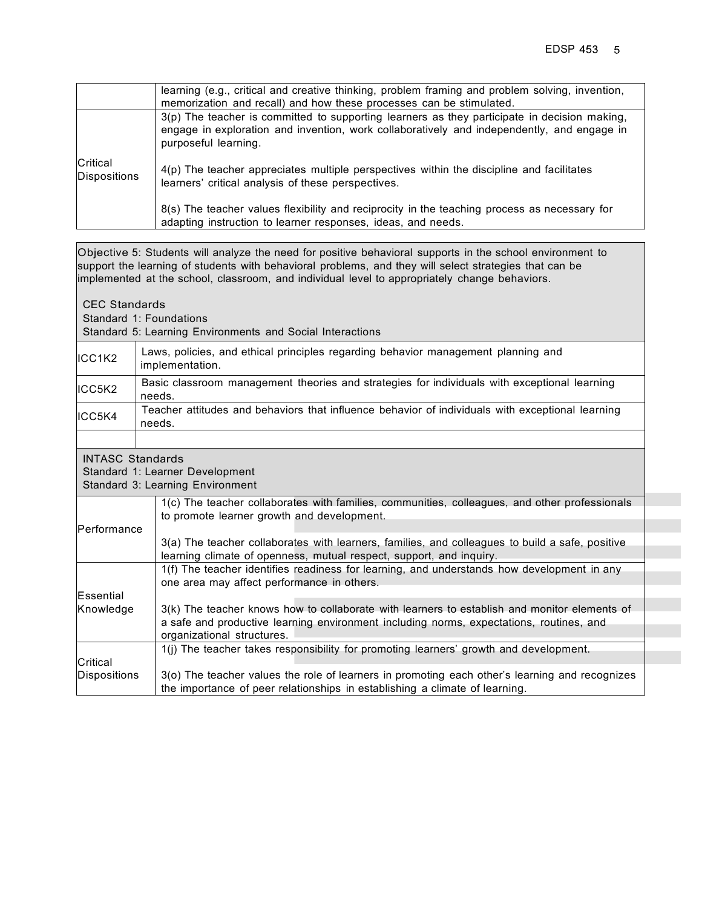| | |
|---|---|
| | learning (e.g., critical and creative thinking, problem framing and problem solving, invention, memorization and recall) and how these processes can be stimulated. |
| Critical Dispositions | 3(p) The teacher is committed to supporting learners as they participate in decision making, engage in exploration and invention, work collaboratively and independently, and engage in purposeful learning.<br><br>4(p) The teacher appreciates multiple perspectives within the discipline and facilitates learners' critical analysis of these perspectives.<br><br>8(s) The teacher values flexibility and reciprocity in the teaching process as necessary for adapting instruction to learner responses, ideas, and needs. |

Objective 5: Students will analyze the need for positive behavioral supports in the school environment to support the learning of students with behavioral problems, and they will select strategies that can be implemented at the school, classroom, and individual level to appropriately change behaviors.

CEC Standards
Standard 1: Foundations
Standard 5: Learning Environments and Social Interactions

| | |
|---|---|
| ICC1K2 | Laws, policies, and ethical principles regarding behavior management planning and implementation. |
| ICC5K2 | Basic classroom management theories and strategies for individuals with exceptional learning needs. |
| ICC5K4 | Teacher attitudes and behaviors that influence behavior of individuals with exceptional learning needs. |
| | |

INTASC Standards
Standard 1: Learner Development
Standard 3: Learning Environment

| | |
|---|---|
| Performance | 1(c) The teacher collaborates with families, communities, colleagues, and other professionals to promote learner growth and development.<br><br>3(a) The teacher collaborates with learners, families, and colleagues to build a safe, positive learning climate of openness, mutual respect, support, and inquiry. |
| Essential Knowledge | 1(f) The teacher identifies readiness for learning, and understands how development in any one area may affect performance in others.<br><br>3(k) The teacher knows how to collaborate with learners to establish and monitor elements of a safe and productive learning environment including norms, expectations, routines, and organizational structures. |
| Critical Dispositions | 1(j) The teacher takes responsibility for promoting learners' growth and development.<br><br>3(o) The teacher values the role of learners in promoting each other's learning and recognizes the importance of peer relationships in establishing a climate of learning. |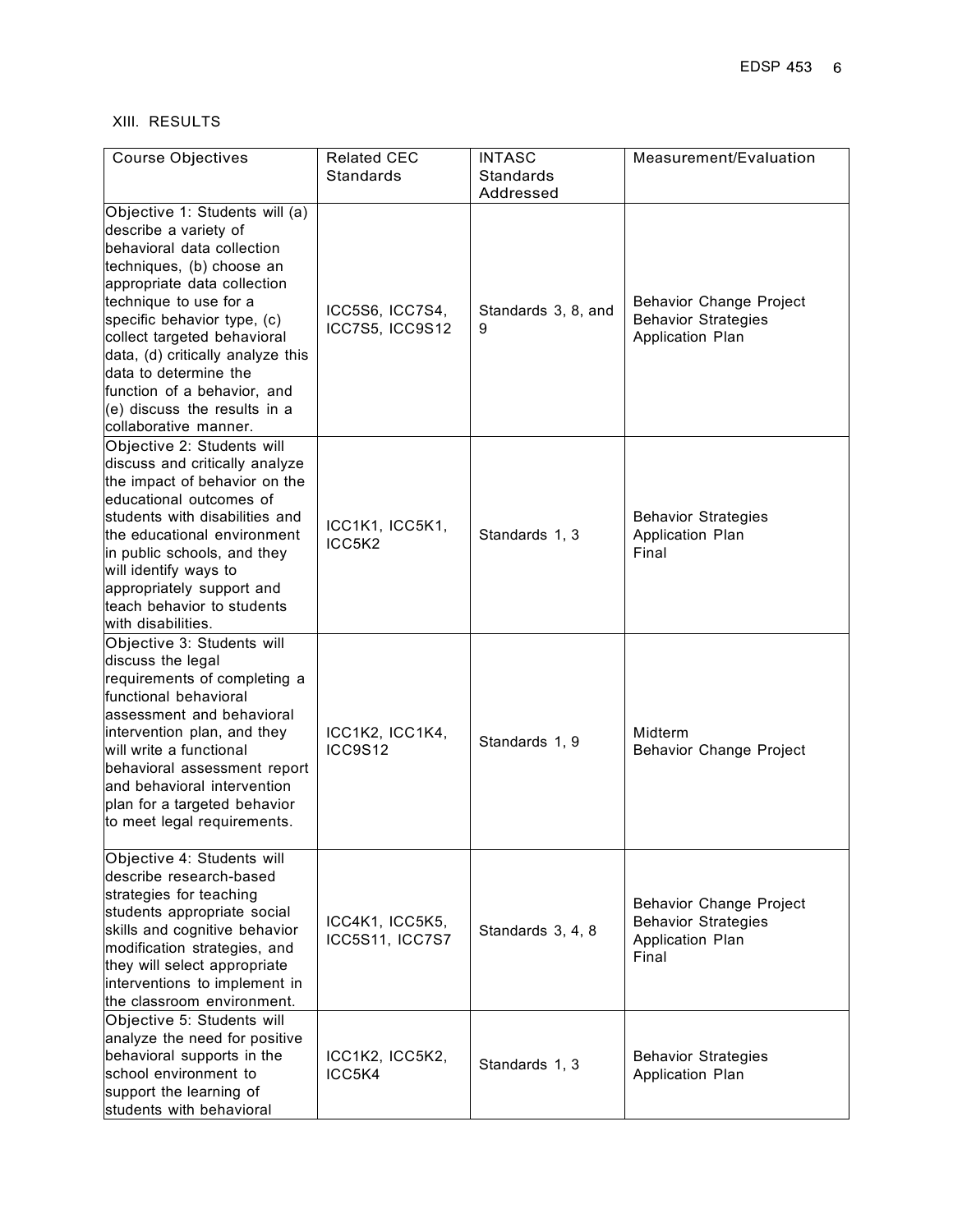## XIII. RESULTS

| Course Objectives | Related CEC Standards | INTASC Standards Addressed | Measurement/Evaluation |
|---|---|---|---|
| Objective 1: Students will (a) describe a variety of behavioral data collection techniques, (b) choose an appropriate data collection technique to use for a specific behavior type, (c) collect targeted behavioral data, (d) critically analyze this data to determine the function of a behavior, and (e) discuss the results in a collaborative manner. | ICC5S6, ICC7S4, ICC7S5, ICC9S12 | Standards 3, 8, and 9 | Behavior Change Project<br>Behavior Strategies Application Plan |
| Objective 2: Students will discuss and critically analyze the impact of behavior on the educational outcomes of students with disabilities and the educational environment in public schools, and they will identify ways to appropriately support and teach behavior to students with disabilities. | ICC1K1, ICC5K1, ICC5K2 | Standards 1, 3 | Behavior Strategies Application Plan<br>Final |
| Objective 3: Students will discuss the legal requirements of completing a functional behavioral assessment and behavioral intervention plan, and they will write a functional behavioral assessment report and behavioral intervention plan for a targeted behavior to meet legal requirements. | ICC1K2, ICC1K4, ICC9S12 | Standards 1, 9 | Midterm<br>Behavior Change Project |
| Objective 4: Students will describe research-based strategies for teaching students appropriate social skills and cognitive behavior modification strategies, and they will select appropriate interventions to implement in the classroom environment. | ICC4K1, ICC5K5, ICC5S11, ICC7S7 | Standards 3, 4, 8 | Behavior Change Project<br>Behavior Strategies Application Plan<br>Final |
| Objective 5: Students will analyze the need for positive behavioral supports in the school environment to support the learning of students with behavioral | ICC1K2, ICC5K2, ICC5K4 | Standards 1, 3 | Behavior Strategies Application Plan |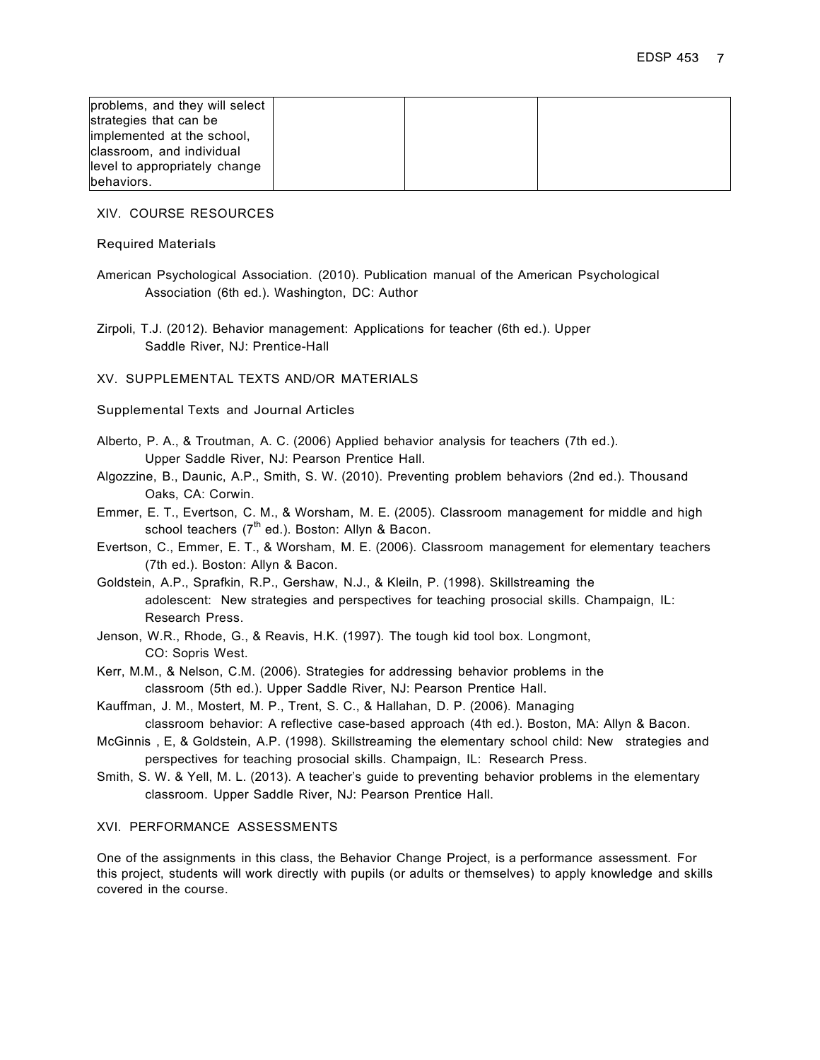| problems, and they will select strategies that can be implemented at the school, classroom, and individual level to appropriately change behaviors. | | | |
|---|---|---|---|

XIV. COURSE RESOURCES

Required Materials

American Psychological Association. (2010). Publication manual of the American Psychological Association (6th ed.). Washington, DC: Author

Zirpoli, T.J. (2012). Behavior management: Applications for teacher (6th ed.). Upper Saddle River, NJ: Prentice-Hall

XV. SUPPLEMENTAL TEXTS AND/OR MATERIALS

Supplemental Texts and Journal Articles

Alberto, P. A., & Troutman, A. C. (2006) Applied behavior analysis for teachers (7th ed.). Upper Saddle River, NJ: Pearson Prentice Hall.

Algozzine, B., Daunic, A.P., Smith, S. W. (2010). Preventing problem behaviors (2nd ed.). Thousand Oaks, CA: Corwin.

Emmer, E. T., Evertson, C. M., & Worsham, M. E. (2005). Classroom management for middle and high school teachers (7th ed.). Boston: Allyn & Bacon.

Evertson, C., Emmer, E. T., & Worsham, M. E. (2006). Classroom management for elementary teachers (7th ed.). Boston: Allyn & Bacon.

Goldstein, A.P., Sprafkin, R.P., Gershaw, N.J., & Kleiln, P. (1998). Skillstreaming the adolescent: New strategies and perspectives for teaching prosocial skills. Champaign, IL: Research Press.

Jenson, W.R., Rhode, G., & Reavis, H.K. (1997). The tough kid tool box. Longmont, CO: Sopris West.

Kerr, M.M., & Nelson, C.M. (2006). Strategies for addressing behavior problems in the classroom (5th ed.). Upper Saddle River, NJ: Pearson Prentice Hall.

Kauffman, J. M., Mostert, M. P., Trent, S. C., & Hallahan, D. P. (2006). Managing classroom behavior: A reflective case-based approach (4th ed.). Boston, MA: Allyn & Bacon.

McGinnis , E, & Goldstein, A.P. (1998). Skillstreaming the elementary school child: New strategies and perspectives for teaching prosocial skills. Champaign, IL: Research Press.

Smith, S. W. & Yell, M. L. (2013). A teacher's guide to preventing behavior problems in the elementary classroom. Upper Saddle River, NJ: Pearson Prentice Hall.

XVI. PERFORMANCE ASSESSMENTS

One of the assignments in this class, the Behavior Change Project, is a performance assessment. For this project, students will work directly with pupils (or adults or themselves) to apply knowledge and skills covered in the course.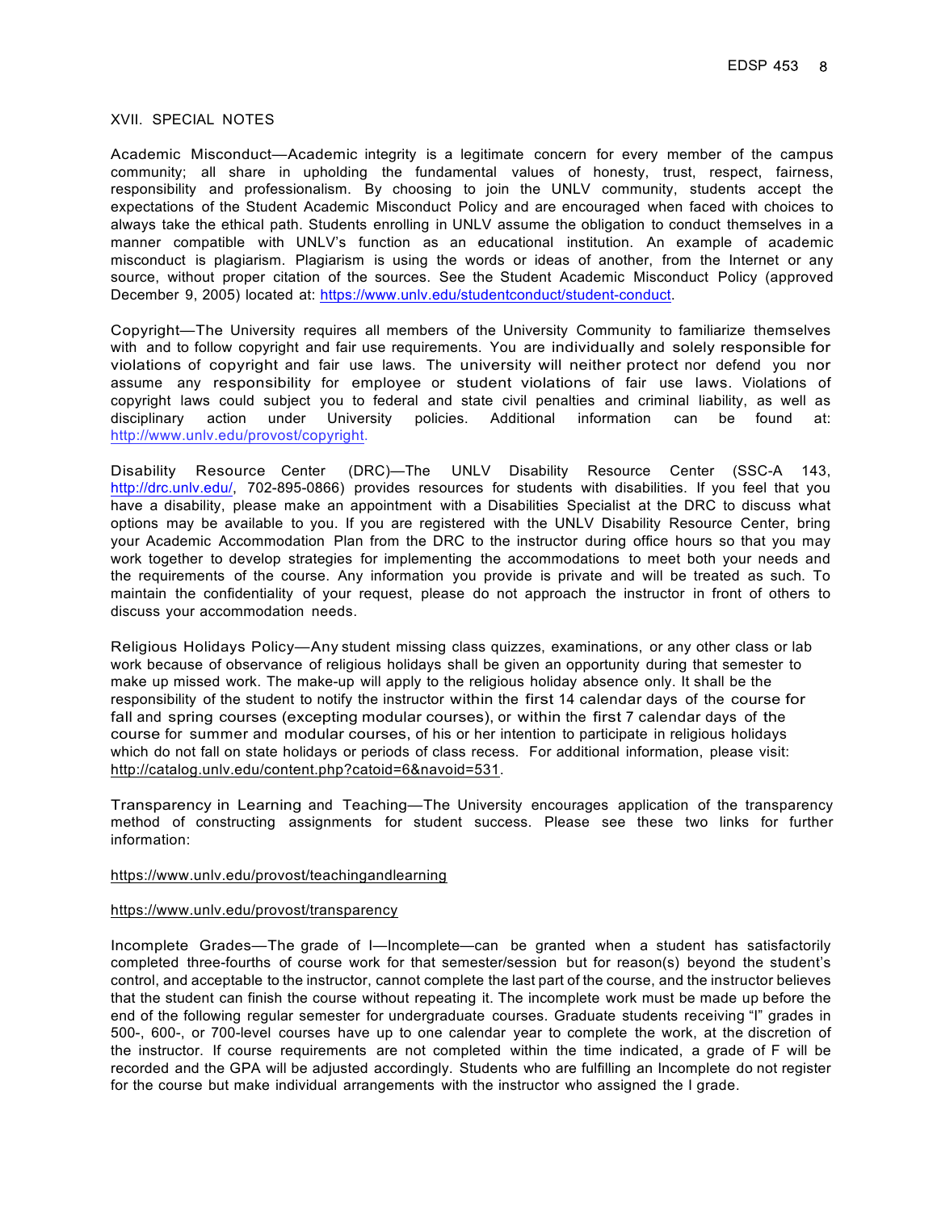## XVII. SPECIAL NOTES

Academic Misconduct—Academic integrity is a legitimate concern for every member of the campus community; all share in upholding the fundamental values of honesty, trust, respect, fairness, responsibility and professionalism. By choosing to join the UNLV community, students accept the expectations of the Student Academic Misconduct Policy and are encouraged when faced with choices to always take the ethical path. Students enrolling in UNLV assume the obligation to conduct themselves in a manner compatible with UNLV's function as an educational institution. An example of academic misconduct is plagiarism. Plagiarism is using the words or ideas of another, from the Internet or any source, without proper citation of the sources. See the Student Academic Misconduct Policy (approved December 9, 2005) located at: https://www.unlv.edu/studentconduct/student-conduct.

Copyright—The University requires all members of the University Community to familiarize themselves with and to follow copyright and fair use requirements. You are individually and solely responsible for violations of copyright and fair use laws. The university will neither protect nor defend you nor assume any responsibility for employee or student violations of fair use laws. Violations of copyright laws could subject you to federal and state civil penalties and criminal liability, as well as disciplinary action under University policies. Additional information can be found at: http://www.unlv.edu/provost/copyright.

Disability Resource Center (DRC)—The UNLV Disability Resource Center (SSC-A 143, http://drc.unlv.edu/, 702-895-0866) provides resources for students with disabilities. If you feel that you have a disability, please make an appointment with a Disabilities Specialist at the DRC to discuss what options may be available to you. If you are registered with the UNLV Disability Resource Center, bring your Academic Accommodation Plan from the DRC to the instructor during office hours so that you may work together to develop strategies for implementing the accommodations to meet both your needs and the requirements of the course. Any information you provide is private and will be treated as such. To maintain the confidentiality of your request, please do not approach the instructor in front of others to discuss your accommodation needs.

Religious Holidays Policy—Any student missing class quizzes, examinations, or any other class or lab work because of observance of religious holidays shall be given an opportunity during that semester to make up missed work. The make-up will apply to the religious holiday absence only. It shall be the responsibility of the student to notify the instructor within the first 14 calendar days of the course for fall and spring courses (excepting modular courses), or within the first 7 calendar days of the course for summer and modular courses, of his or her intention to participate in religious holidays which do not fall on state holidays or periods of class recess. For additional information, please visit: http://catalog.unlv.edu/content.php?catoid=6&navoid=531.

Transparency in Learning and Teaching—The University encourages application of the transparency method of constructing assignments for student success. Please see these two links for further information:

https://www.unlv.edu/provost/teachingandlearning

https://www.unlv.edu/provost/transparency

Incomplete Grades—The grade of I—Incomplete—can be granted when a student has satisfactorily completed three-fourths of course work for that semester/session but for reason(s) beyond the student's control, and acceptable to the instructor, cannot complete the last part of the course, and the instructor believes that the student can finish the course without repeating it. The incomplete work must be made up before the end of the following regular semester for undergraduate courses. Graduate students receiving "I" grades in 500-, 600-, or 700-level courses have up to one calendar year to complete the work, at the discretion of the instructor. If course requirements are not completed within the time indicated, a grade of F will be recorded and the GPA will be adjusted accordingly. Students who are fulfilling an Incomplete do not register for the course but make individual arrangements with the instructor who assigned the I grade.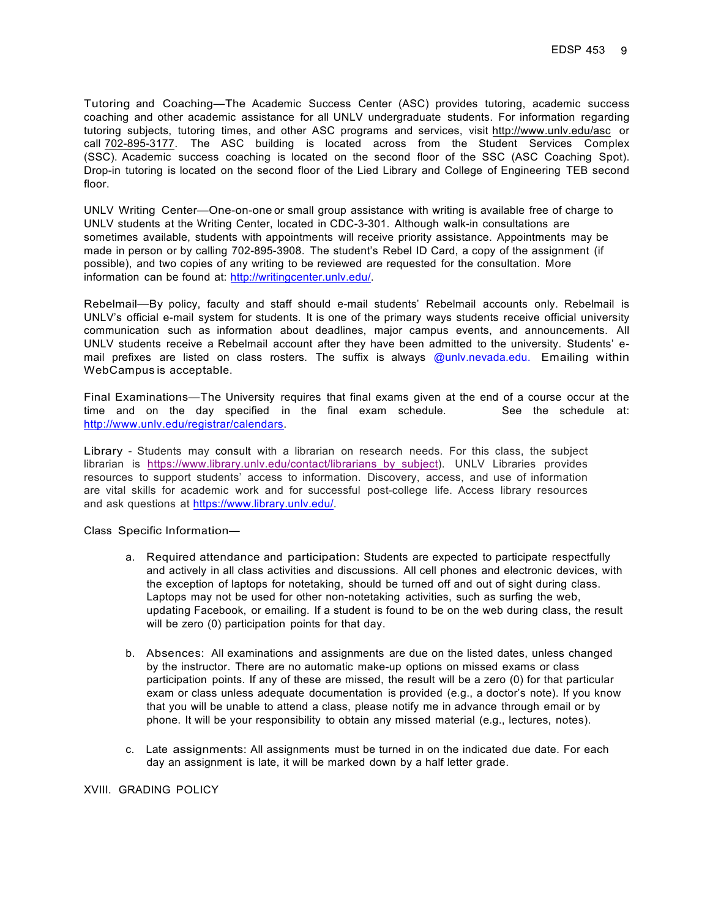Tutoring and Coaching—The Academic Success Center (ASC) provides tutoring, academic success coaching and other academic assistance for all UNLV undergraduate students. For information regarding tutoring subjects, tutoring times, and other ASC programs and services, visit http://www.unlv.edu/asc or call 702-895-3177. The ASC building is located across from the Student Services Complex (SSC). Academic success coaching is located on the second floor of the SSC (ASC Coaching Spot). Drop-in tutoring is located on the second floor of the Lied Library and College of Engineering TEB second floor.

UNLV Writing Center—One-on-one or small group assistance with writing is available free of charge to UNLV students at the Writing Center, located in CDC-3-301. Although walk-in consultations are sometimes available, students with appointments will receive priority assistance. Appointments may be made in person or by calling 702-895-3908. The student's Rebel ID Card, a copy of the assignment (if possible), and two copies of any writing to be reviewed are requested for the consultation. More information can be found at: http://writingcenter.unlv.edu/.

Rebelmail—By policy, faculty and staff should e-mail students' Rebelmail accounts only. Rebelmail is UNLV's official e-mail system for students. It is one of the primary ways students receive official university communication such as information about deadlines, major campus events, and announcements. All UNLV students receive a Rebelmail account after they have been admitted to the university. Students' e-mail prefixes are listed on class rosters. The suffix is always @unlv.nevada.edu. Emailing within WebCampus is acceptable.

Final Examinations—The University requires that final exams given at the end of a course occur at the time and on the day specified in the final exam schedule. See the schedule at: http://www.unlv.edu/registrar/calendars.

Library - Students may consult with a librarian on research needs. For this class, the subject librarian is https://www.library.unlv.edu/contact/librarians_by_subject). UNLV Libraries provides resources to support students' access to information. Discovery, access, and use of information are vital skills for academic work and for successful post-college life. Access library resources and ask questions at https://www.library.unlv.edu/.

Class Specific Information—

a. Required attendance and participation: Students are expected to participate respectfully and actively in all class activities and discussions. All cell phones and electronic devices, with the exception of laptops for notetaking, should be turned off and out of sight during class. Laptops may not be used for other non-notetaking activities, such as surfing the web, updating Facebook, or emailing. If a student is found to be on the web during class, the result will be zero (0) participation points for that day.

b. Absences: All examinations and assignments are due on the listed dates, unless changed by the instructor. There are no automatic make-up options on missed exams or class participation points. If any of these are missed, the result will be a zero (0) for that particular exam or class unless adequate documentation is provided (e.g., a doctor's note). If you know that you will be unable to attend a class, please notify me in advance through email or by phone. It will be your responsibility to obtain any missed material (e.g., lectures, notes).

c. Late assignments: All assignments must be turned in on the indicated due date. For each day an assignment is late, it will be marked down by a half letter grade.

## XVIII. GRADING POLICY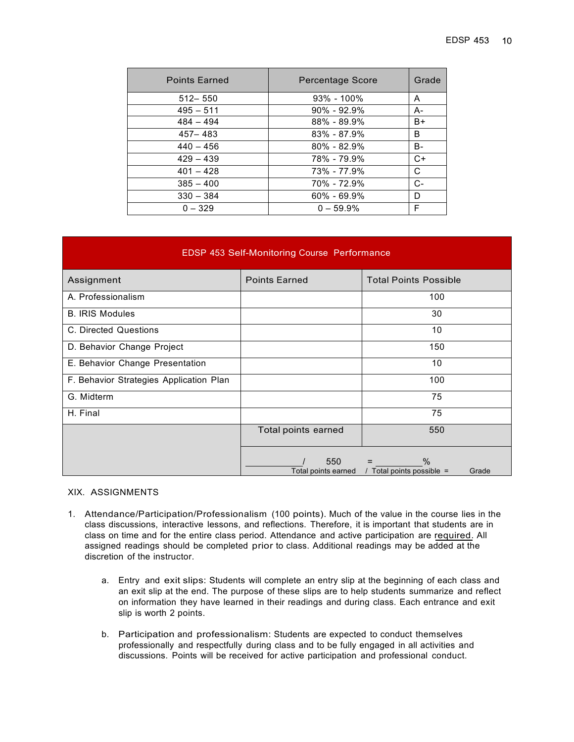| Points Earned | Percentage Score | Grade |
|---|---|---|
| 512– 550 | 93% - 100% | A |
| 495 – 511 | 90% - 92.9% | A- |
| 484 – 494 | 88% - 89.9% | B+ |
| 457– 483 | 83% - 87.9% | B |
| 440 – 456 | 80% - 82.9% | B- |
| 429 – 439 | 78% - 79.9% | C+ |
| 401 – 428 | 73% - 77.9% | C |
| 385 – 400 | 70% - 72.9% | C- |
| 330 – 384 | 60% - 69.9% | D |
| 0 – 329 | 0 – 59.9% | F |

| EDSP 453 Self-Monitoring Course Performance | | |
|---|---|---|
| Assignment | Points Earned | Total Points Possible |
| A. Professionalism | | 100 |
| B. IRIS Modules | | 30 |
| C. Directed Questions | | 10 |
| D. Behavior Change Project | | 150 |
| E. Behavior Change Presentation | | 10 |
| F. Behavior Strategies Application Plan | | 100 |
| G. Midterm | | 75 |
| H. Final | | 75 |
| | Total points earned | 550 |
| | ________/ 550 Total points earned / Total points possible | = ________% = Grade |

XIX. ASSIGNMENTS

1. Attendance/Participation/Professionalism (100 points). Much of the value in the course lies in the class discussions, interactive lessons, and reflections. Therefore, it is important that students are in class on time and for the entire class period. Attendance and active participation are required. All assigned readings should be completed prior to class. Additional readings may be added at the discretion of the instructor.

   a. Entry and exit slips: Students will complete an entry slip at the beginning of each class and an exit slip at the end. The purpose of these slips are to help students summarize and reflect on information they have learned in their readings and during class. Each entrance and exit slip is worth 2 points.

   b. Participation and professionalism: Students are expected to conduct themselves professionally and respectfully during class and to be fully engaged in all activities and discussions. Points will be received for active participation and professional conduct.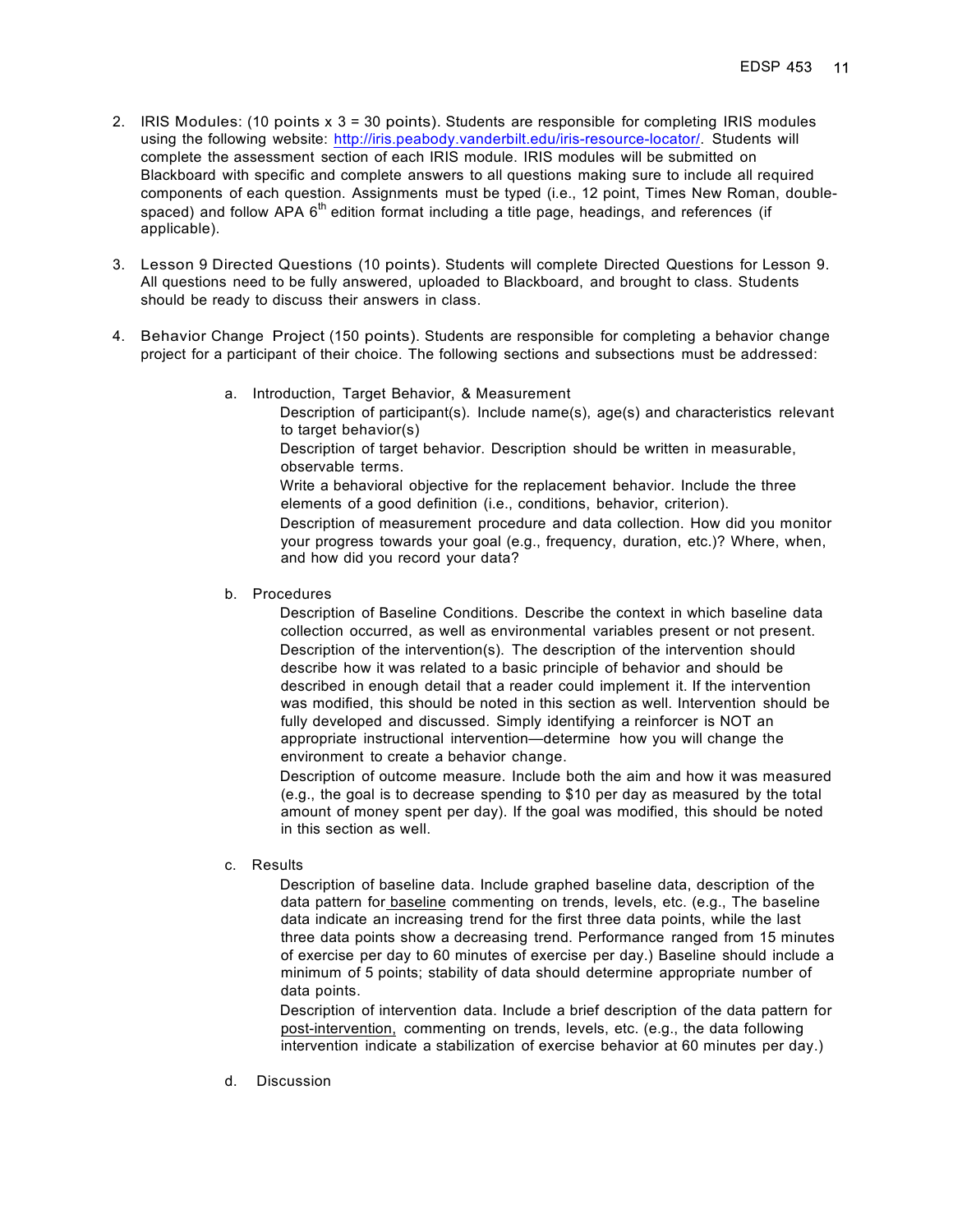2. IRIS Modules: (10 points x 3 = 30 points). Students are responsible for completing IRIS modules using the following website: http://iris.peabody.vanderbilt.edu/iris-resource-locator/. Students will complete the assessment section of each IRIS module. IRIS modules will be submitted on Blackboard with specific and complete answers to all questions making sure to include all required components of each question. Assignments must be typed (i.e., 12 point, Times New Roman, double-spaced) and follow APA 6th edition format including a title page, headings, and references (if applicable).

3. Lesson 9 Directed Questions (10 points). Students will complete Directed Questions for Lesson 9. All questions need to be fully answered, uploaded to Blackboard, and brought to class. Students should be ready to discuss their answers in class.

4. Behavior Change Project (150 points). Students are responsible for completing a behavior change project for a participant of their choice. The following sections and subsections must be addressed:

   a. Introduction, Target Behavior, & Measurement

      Description of participant(s). Include name(s), age(s) and characteristics relevant to target behavior(s)

      Description of target behavior. Description should be written in measurable, observable terms.

      Write a behavioral objective for the replacement behavior. Include the three elements of a good definition (i.e., conditions, behavior, criterion).

      Description of measurement procedure and data collection. How did you monitor your progress towards your goal (e.g., frequency, duration, etc.)? Where, when, and how did you record your data?

   b. Procedures

      Description of Baseline Conditions. Describe the context in which baseline data collection occurred, as well as environmental variables present or not present.

      Description of the intervention(s). The description of the intervention should describe how it was related to a basic principle of behavior and should be described in enough detail that a reader could implement it. If the intervention was modified, this should be noted in this section as well. Intervention should be fully developed and discussed. Simply identifying a reinforcer is NOT an appropriate instructional intervention—determine how you will change the environment to create a behavior change.

      Description of outcome measure. Include both the aim and how it was measured (e.g., the goal is to decrease spending to $10 per day as measured by the total amount of money spent per day). If the goal was modified, this should be noted in this section as well.

   c. Results

      Description of baseline data. Include graphed baseline data, description of the data pattern for <u>baseline</u> commenting on trends, levels, etc. (e.g., The baseline data indicate an increasing trend for the first three data points, while the last three data points show a decreasing trend. Performance ranged from 15 minutes of exercise per day to 60 minutes of exercise per day.) Baseline should include a minimum of 5 points; stability of data should determine appropriate number of data points.

      Description of intervention data. Include a brief description of the data pattern for <u>post-intervention,</u> commenting on trends, levels, etc. (e.g., the data following intervention indicate a stabilization of exercise behavior at 60 minutes per day.)

   d. Discussion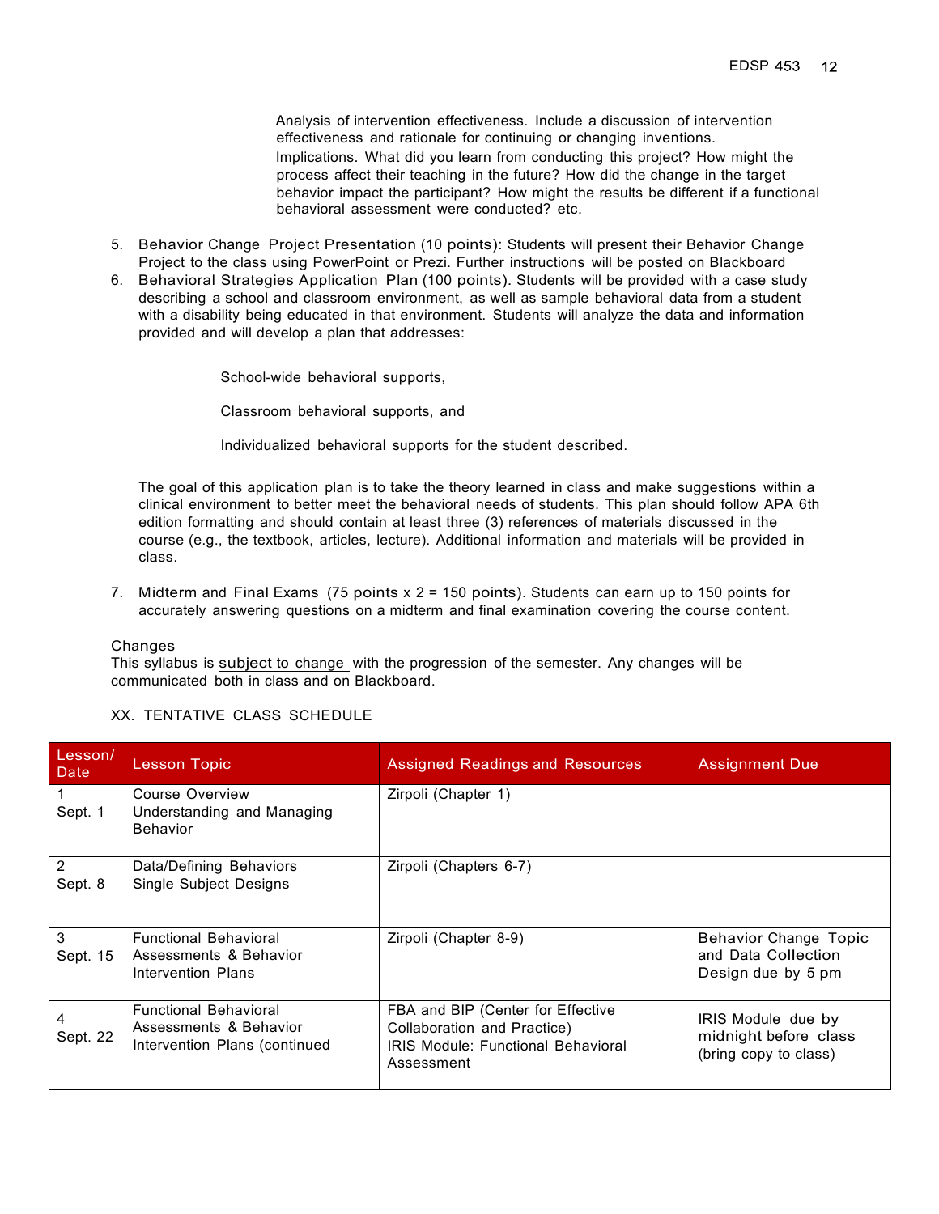Analysis of intervention effectiveness. Include a discussion of intervention effectiveness and rationale for continuing or changing inventions.

Implications. What did you learn from conducting this project? How might the process affect their teaching in the future? How did the change in the target behavior impact the participant? How might the results be different if a functional behavioral assessment were conducted? etc.

5. Behavior Change Project Presentation (10 points): Students will present their Behavior Change Project to the class using PowerPoint or Prezi. Further instructions will be posted on Blackboard
6. Behavioral Strategies Application Plan (100 points). Students will be provided with a case study describing a school and classroom environment, as well as sample behavioral data from a student with a disability being educated in that environment. Students will analyze the data and information provided and will develop a plan that addresses:

   School-wide behavioral supports,

   Classroom behavioral supports, and

   Individualized behavioral supports for the student described.

   The goal of this application plan is to take the theory learned in class and make suggestions within a clinical environment to better meet the behavioral needs of students. This plan should follow APA 6th edition formatting and should contain at least three (3) references of materials discussed in the course (e.g., the textbook, articles, lecture). Additional information and materials will be provided in class.

7. Midterm and Final Exams (75 points x 2 = 150 points). Students can earn up to 150 points for accurately answering questions on a midterm and final examination covering the course content.

Changes

This syllabus is <u>subject to change</u> with the progression of the semester. Any changes will be communicated both in class and on Blackboard.

XX. TENTATIVE CLASS SCHEDULE

| Lesson/ Date | Lesson Topic | Assigned Readings and Resources | Assignment Due |
|---|---|---|---|
| 1<br>Sept. 1 | Course Overview<br>Understanding and Managing Behavior | Zirpoli (Chapter 1) | |
| 2<br>Sept. 8 | Data/Defining Behaviors<br>Single Subject Designs | Zirpoli (Chapters 6-7) | |
| 3<br>Sept. 15 | Functional Behavioral Assessments & Behavior Intervention Plans | Zirpoli (Chapter 8-9) | Behavior Change Topic and Data Collection Design due by 5 pm |
| 4<br>Sept. 22 | Functional Behavioral Assessments & Behavior Intervention Plans (continued | FBA and BIP (Center for Effective Collaboration and Practice)<br>IRIS Module: Functional Behavioral Assessment | IRIS Module due by midnight before class (bring copy to class) |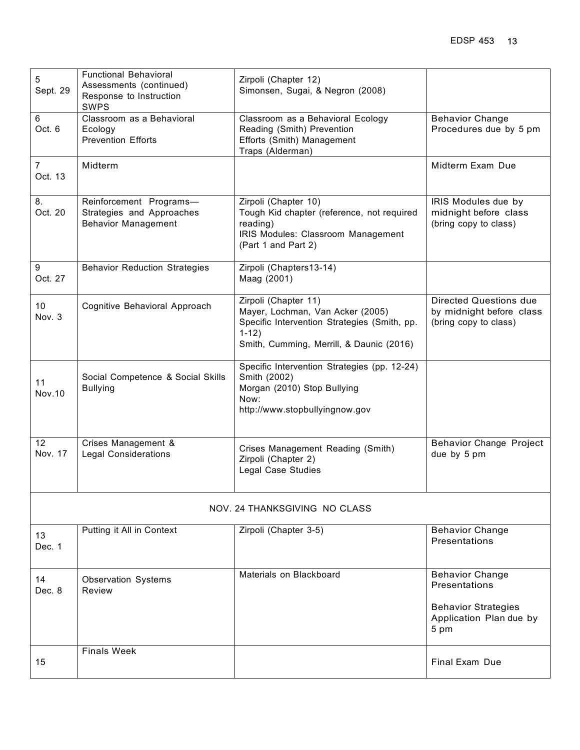| | | | |
|---|---|---|---|
| 5<br>Sept. 29 | Functional Behavioral Assessments (continued)<br>Response to Instruction<br>SWPS | Zirpoli (Chapter 12)<br>Simonsen, Sugai, & Negron (2008) | |
| 6<br>Oct. 6 | Classroom as a Behavioral Ecology<br>Prevention Efforts | Classroom as a Behavioral Ecology Reading (Smith) Prevention Efforts (Smith) Management Traps (Alderman) | Behavior Change Procedures due by 5 pm |
| 7<br>Oct. 13 | Midterm | | Midterm Exam Due |
| 8.<br>Oct. 20 | Reinforcement Programs—Strategies and Approaches<br>Behavior Management | Zirpoli (Chapter 10)<br>Tough Kid chapter (reference, not required reading)<br>IRIS Modules: Classroom Management (Part 1 and Part 2) | IRIS Modules due by midnight before class (bring copy to class) |
| 9<br>Oct. 27 | Behavior Reduction Strategies | Zirpoli (Chapters13-14)<br>Maag (2001) | |
| 10<br>Nov. 3 | Cognitive Behavioral Approach | Zirpoli (Chapter 11)<br>Mayer, Lochman, Van Acker (2005)<br>Specific Intervention Strategies (Smith, pp. 1-12)<br>Smith, Cumming, Merrill, & Daunic (2016) | Directed Questions due by midnight before class (bring copy to class) |
| 11<br>Nov.10 | Social Competence & Social Skills<br>Bullying | Specific Intervention Strategies (pp. 12-24)<br>Smith (2002)<br>Morgan (2010) Stop Bullying Now:<br>http://www.stopbullyingnow.gov | |
| 12<br>Nov. 17 | Crises Management &<br>Legal Considerations | Crises Management Reading (Smith)<br>Zirpoli (Chapter 2)<br>Legal Case Studies | Behavior Change Project due by 5 pm |
| NOV. 24 THANKSGIVING NO CLASS | | | |
| 13<br>Dec. 1 | Putting it All in Context | Zirpoli (Chapter 3-5) | Behavior Change Presentations |
| 14<br>Dec. 8 | Observation Systems<br>Review | Materials on Blackboard | Behavior Change Presentations<br><br>Behavior Strategies Application Plan due by 5 pm |
| 15 | Finals Week | | Final Exam Due |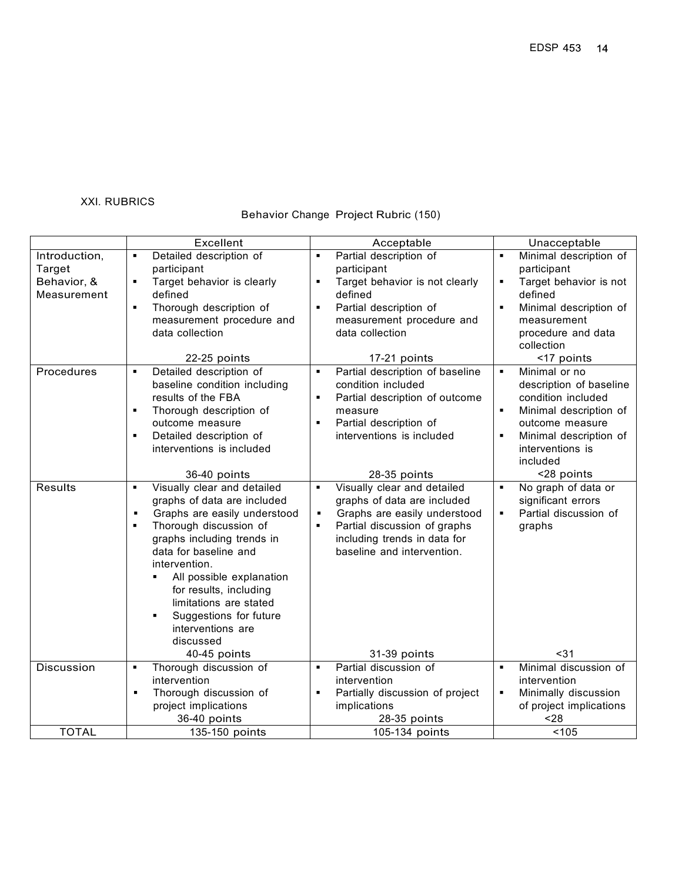XXI. RUBRICS

Behavior Change Project Rubric (150)

| | Excellent | Acceptable | Unacceptable |
|---|---|---|---|
| Introduction, Target Behavior, & Measurement | ▪ Detailed description of participant<br>▪ Target behavior is clearly defined<br>▪ Thorough description of measurement procedure and data collection<br><br>22-25 points | ▪ Partial description of participant<br>▪ Target behavior is not clearly defined<br>▪ Partial description of measurement procedure and data collection<br><br>17-21 points | ▪ Minimal description of participant<br>▪ Target behavior is not defined<br>▪ Minimal description of measurement procedure and data collection<br><br><17 points |
| Procedures | ▪ Detailed description of baseline condition including results of the FBA<br>▪ Thorough description of outcome measure<br>▪ Detailed description of interventions is included<br><br>36-40 points | ▪ Partial description of baseline condition included<br>▪ Partial description of outcome measure<br>▪ Partial description of interventions is included<br><br>28-35 points | ▪ Minimal or no description of baseline condition included<br>▪ Minimal description of outcome measure<br>▪ Minimal description of interventions is included<br><br><28 points |
| Results | ▪ Visually clear and detailed graphs of data are included<br>▪ Graphs are easily understood<br>▪ Thorough discussion of graphs including trends in data for baseline and intervention.<br>  ▪ All possible explanation for results, including limitations are stated<br>  ▪ Suggestions for future interventions are discussed<br><br>40-45 points | ▪ Visually clear and detailed graphs of data are included<br>▪ Graphs are easily understood<br>▪ Partial discussion of graphs including trends in data for baseline and intervention.<br><br>31-39 points | ▪ No graph of data or significant errors<br>▪ Partial discussion of graphs<br><br><31 |
| Discussion | ▪ Thorough discussion of intervention<br>▪ Thorough discussion of project implications<br><br>36-40 points | ▪ Partial discussion of intervention<br>▪ Partially discussion of project implications<br><br>28-35 points | ▪ Minimal discussion of intervention<br>▪ Minimally discussion of project implications<br><br><28 |
| TOTAL | 135-150 points | 105-134 points | <105 |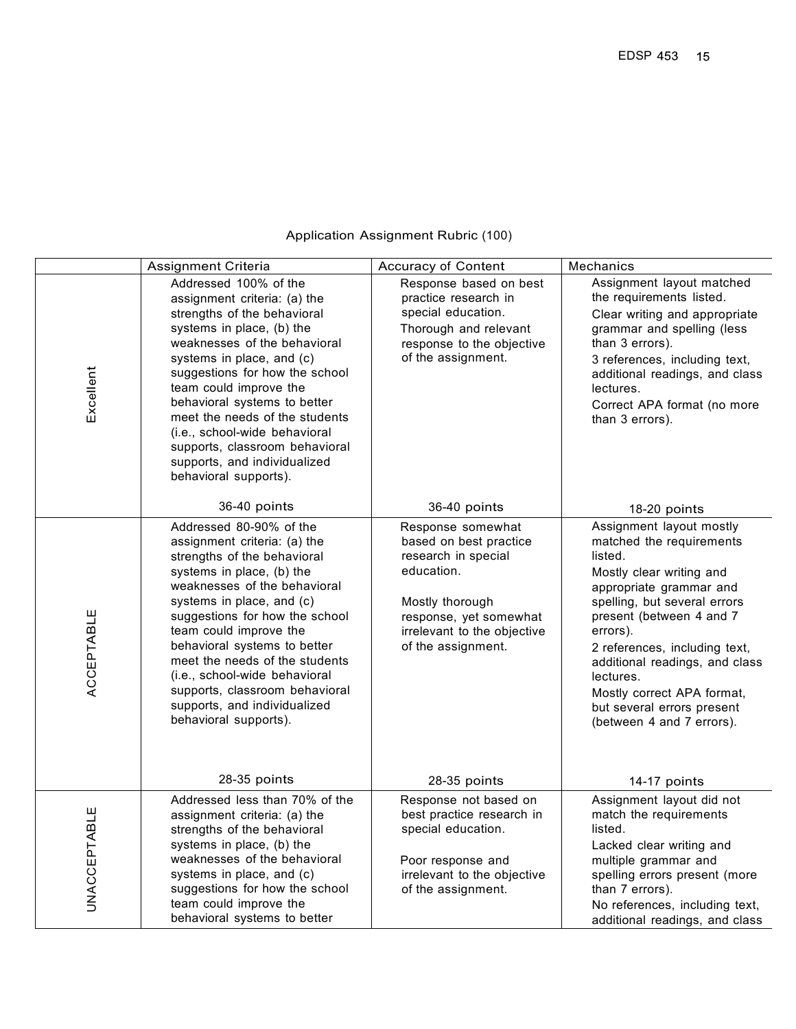Application Assignment Rubric (100)

| | Assignment Criteria | Accuracy of Content | Mechanics |
|---|---|---|---|
| Excellent | Addressed 100% of the assignment criteria: (a) the strengths of the behavioral systems in place, (b) the weaknesses of the behavioral systems in place, and (c) suggestions for how the school team could improve the behavioral systems to better meet the needs of the students (i.e., school-wide behavioral supports, classroom behavioral supports, and individualized behavioral supports).<br><br>36-40 points | Response based on best practice research in special education.<br>Thorough and relevant response to the objective of the assignment.<br><br>36-40 points | Assignment layout matched the requirements listed.<br>Clear writing and appropriate grammar and spelling (less than 3 errors).<br>3 references, including text, additional readings, and class lectures.<br>Correct APA format (no more than 3 errors).<br><br>18-20 points |
| ACCEPTABLE | Addressed 80-90% of the assignment criteria: (a) the strengths of the behavioral systems in place, (b) the weaknesses of the behavioral systems in place, and (c) suggestions for how the school team could improve the behavioral systems to better meet the needs of the students (i.e., school-wide behavioral supports, classroom behavioral supports, and individualized behavioral supports).<br><br>28-35 points | Response somewhat based on best practice research in special education.<br><br>Mostly thorough response, yet somewhat irrelevant to the objective of the assignment.<br><br>28-35 points | Assignment layout mostly matched the requirements listed.<br>Mostly clear writing and appropriate grammar and spelling, but several errors present (between 4 and 7 errors).<br>2 references, including text, additional readings, and class lectures.<br>Mostly correct APA format, but several errors present (between 4 and 7 errors).<br><br>14-17 points |
| UNACCEPTABLE | Addressed less than 70% of the assignment criteria: (a) the strengths of the behavioral systems in place, (b) the weaknesses of the behavioral systems in place, and (c) suggestions for how the school team could improve the behavioral systems to better | Response not based on best practice research in special education.<br><br>Poor response and irrelevant to the objective of the assignment. | Assignment layout did not match the requirements listed.<br>Lacked clear writing and multiple grammar and spelling errors present (more than 7 errors).<br>No references, including text, additional readings, and class |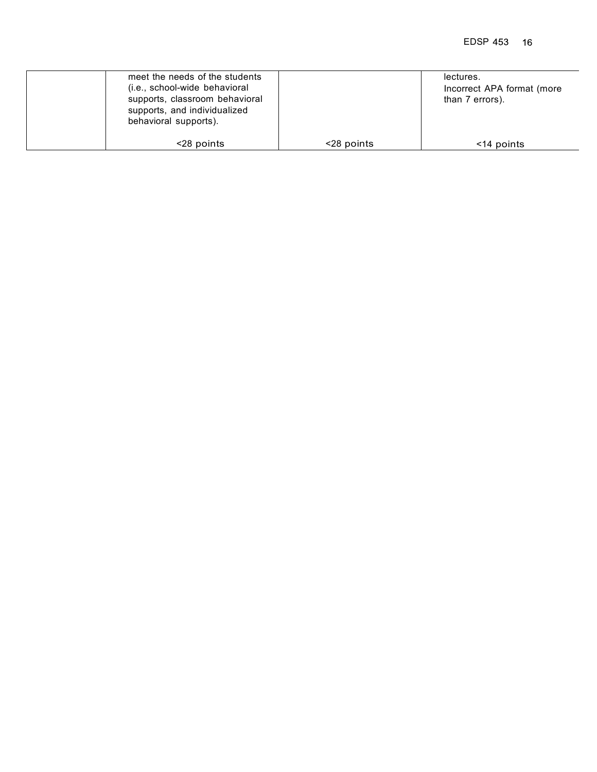| | | | |
|---|---|---|---|
| | meet the needs of the students (i.e., school-wide behavioral supports, classroom behavioral supports, and individualized behavioral supports).<br><br><28 points | <28 points | lectures.<br>Incorrect APA format (more than 7 errors).<br><br><14 points |